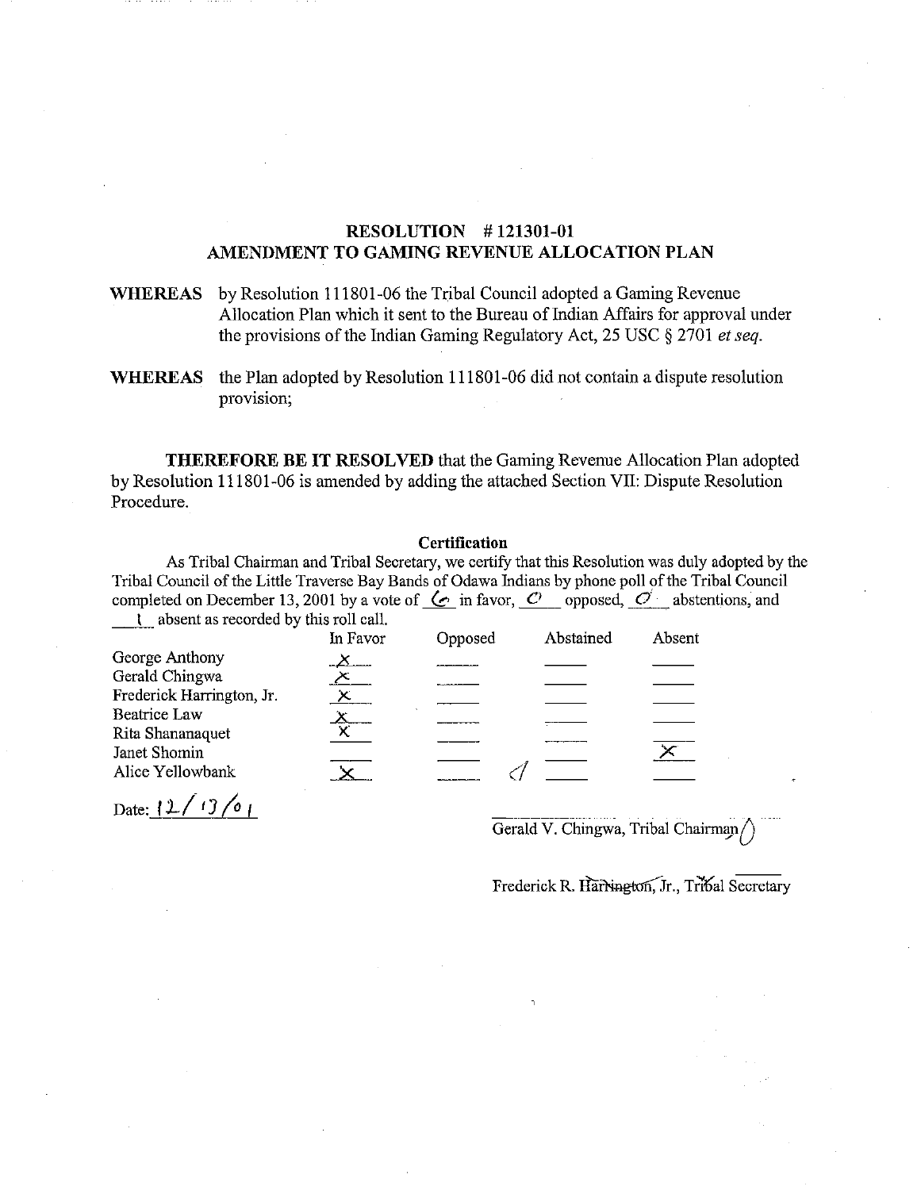## RESOLUTION # 121301-01
## AMENDMENT TO GAMING REVENUE ALLOCATION PLAN

**WHEREAS** by Resolution 111801-06 the Tribal Council adopted a Gaming Revenue Allocation Plan which it sent to the Bureau of Indian Affairs for approval under the provisions of the Indian Gaming Regulatory Act, 25 USC § 2701 *et seq.*

**WHEREAS** the Plan adopted by Resolution 111801-06 did not contain a dispute resolution provision;

**THEREFORE BE IT RESOLVED** that the Gaming Revenue Allocation Plan adopted by Resolution 111801-06 is amended by adding the attached Section VII: Dispute Resolution Procedure.

**Certification**

As Tribal Chairman and Tribal Secretary, we certify that this Resolution was duly adopted by the Tribal Council of the Little Traverse Bay Bands of Odawa Indians by phone poll of the Tribal Council completed on December 13, 2001 by a vote of 6 in favor, 0 opposed, 0 abstentions, and 1 absent as recorded by this roll call.

| | In Favor | Opposed | Abstained | Absent |
|---|---|---|---|---|
| George Anthony | X | | | |
| Gerald Chingwa | X | | | |
| Frederick Harrington, Jr. | X | | | |
| Beatrice Law | X | | | |
| Rita Shananaquet | X | | | |
| Janet Shomin | | | | X |
| Alice Yellowbank | X | | | |

Date: 12/13/01

Gerald V. Chingwa, Tribal Chairman

Frederick R. Harrington, Jr., Tribal Secretary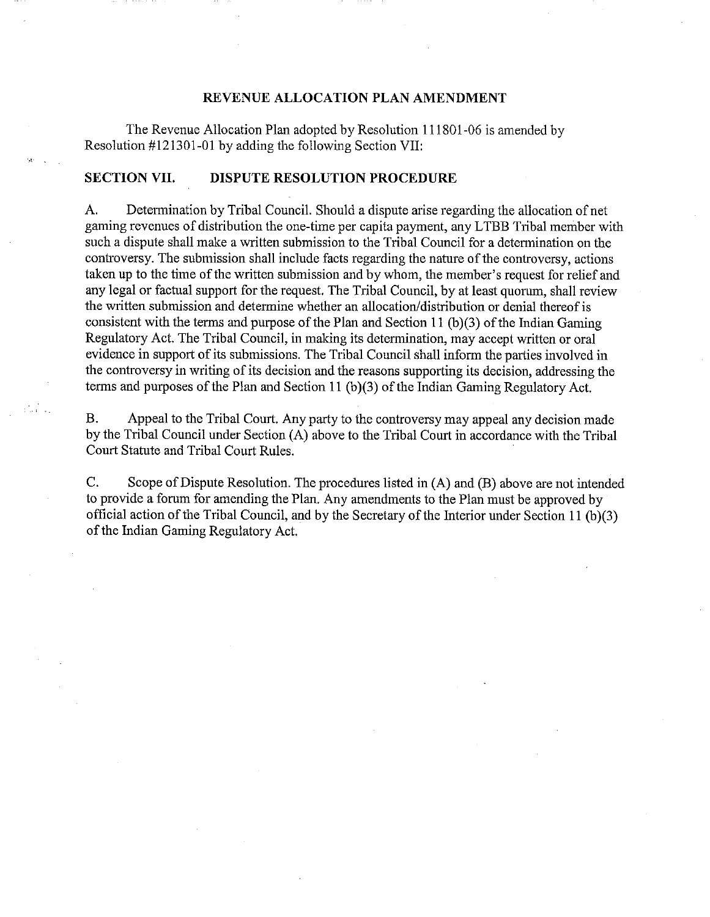## REVENUE ALLOCATION PLAN AMENDMENT

The Revenue Allocation Plan adopted by Resolution 111801-06 is amended by Resolution #121301-01 by adding the following Section VII:

### SECTION VII. DISPUTE RESOLUTION PROCEDURE

A. Determination by Tribal Council. Should a dispute arise regarding the allocation of net gaming revenues of distribution the one-time per capita payment, any LTBB Tribal member with such a dispute shall make a written submission to the Tribal Council for a determination on the controversy. The submission shall include facts regarding the nature of the controversy, actions taken up to the time of the written submission and by whom, the member's request for relief and any legal or factual support for the request. The Tribal Council, by at least quorum, shall review the written submission and determine whether an allocation/distribution or denial thereof is consistent with the terms and purpose of the Plan and Section 11 (b)(3) of the Indian Gaming Regulatory Act. The Tribal Council, in making its determination, may accept written or oral evidence in support of its submissions. The Tribal Council shall inform the parties involved in the controversy in writing of its decision and the reasons supporting its decision, addressing the terms and purposes of the Plan and Section 11 (b)(3) of the Indian Gaming Regulatory Act.

B. Appeal to the Tribal Court. Any party to the controversy may appeal any decision made by the Tribal Council under Section (A) above to the Tribal Court in accordance with the Tribal Court Statute and Tribal Court Rules.

C. Scope of Dispute Resolution. The procedures listed in (A) and (B) above are not intended to provide a forum for amending the Plan. Any amendments to the Plan must be approved by official action of the Tribal Council, and by the Secretary of the Interior under Section 11 (b)(3) of the Indian Gaming Regulatory Act.